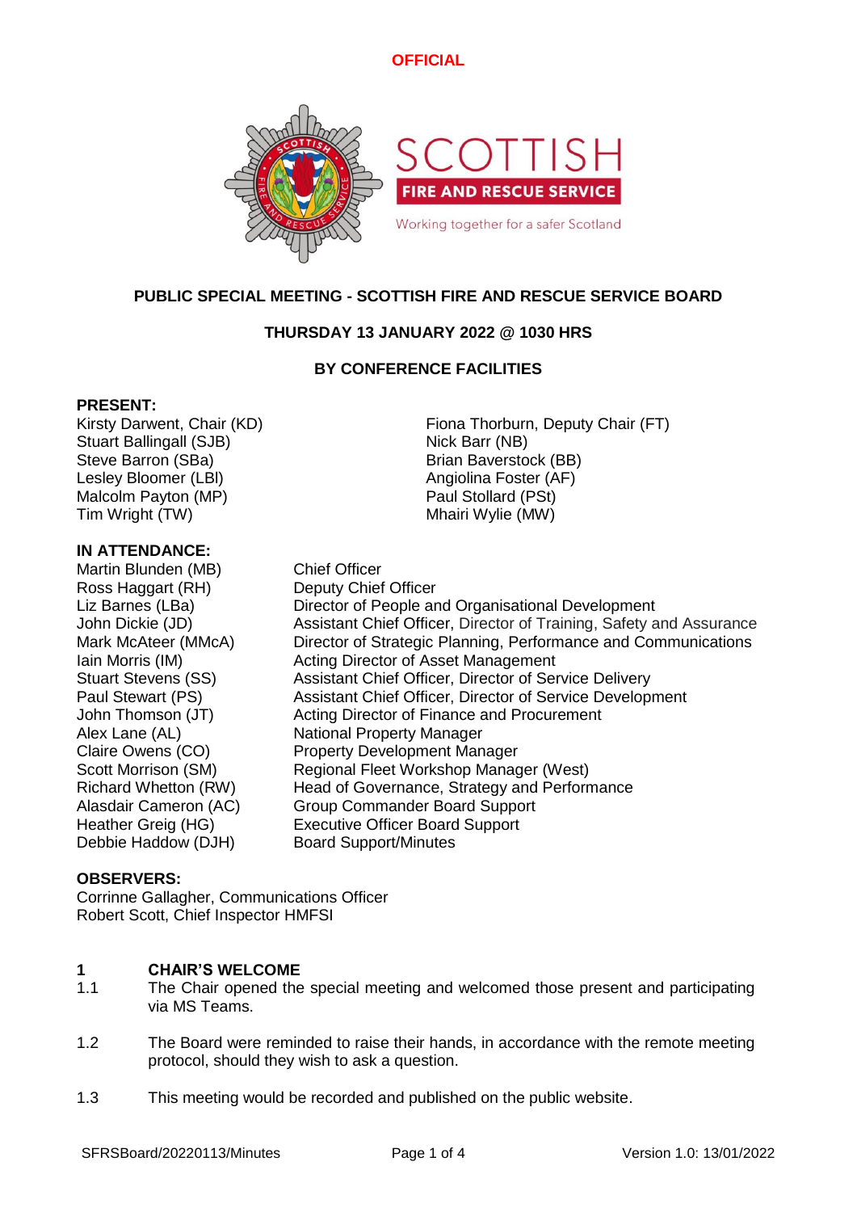**OFFICIAL**

SCOTTISH FIRE AND RESCUE SERVICE

Working together for a safer Scotland

# PUBLIC SPECIAL MEETING - SCOTTISH FIRE AND RESCUE SERVICE BOARD

## THURSDAY 13 JANUARY 2022 @ 1030 HRS

## BY CONFERENCE FACILITIES

**PRESENT:**

Kirsty Darwent, Chair (KD)
Stuart Ballingall (SJB)
Steve Barron (SBa)
Lesley Bloomer (LBl)
Malcolm Payton (MP)
Tim Wright (TW)
Fiona Thorburn, Deputy Chair (FT)
Nick Barr (NB)
Brian Baverstock (BB)
Angiolina Foster (AF)
Paul Stollard (PSt)
Mhairi Wylie (MW)

**IN ATTENDANCE:**

| | |
|---|---|
| Martin Blunden (MB) | Chief Officer |
| Ross Haggart (RH) | Deputy Chief Officer |
| Liz Barnes (LBa) | Director of People and Organisational Development |
| John Dickie (JD) | Assistant Chief Officer, Director of Training, Safety and Assurance |
| Mark McAteer (MMcA) | Director of Strategic Planning, Performance and Communications |
| Iain Morris (IM) | Acting Director of Asset Management |
| Stuart Stevens (SS) | Assistant Chief Officer, Director of Service Delivery |
| Paul Stewart (PS) | Assistant Chief Officer, Director of Service Development |
| John Thomson (JT) | Acting Director of Finance and Procurement |
| Alex Lane (AL) | National Property Manager |
| Claire Owens (CO) | Property Development Manager |
| Scott Morrison (SM) | Regional Fleet Workshop Manager (West) |
| Richard Whetton (RW) | Head of Governance, Strategy and Performance |
| Alasdair Cameron (AC) | Group Commander Board Support |
| Heather Greig (HG) | Executive Officer Board Support |
| Debbie Haddow (DJH) | Board Support/Minutes |

**OBSERVERS:**

Corrinne Gallagher, Communications Officer
Robert Scott, Chief Inspector HMFSI

**1 CHAIR'S WELCOME**

1.1 The Chair opened the special meeting and welcomed those present and participating via MS Teams.

1.2 The Board were reminded to raise their hands, in accordance with the remote meeting protocol, should they wish to ask a question.

1.3 This meeting would be recorded and published on the public website.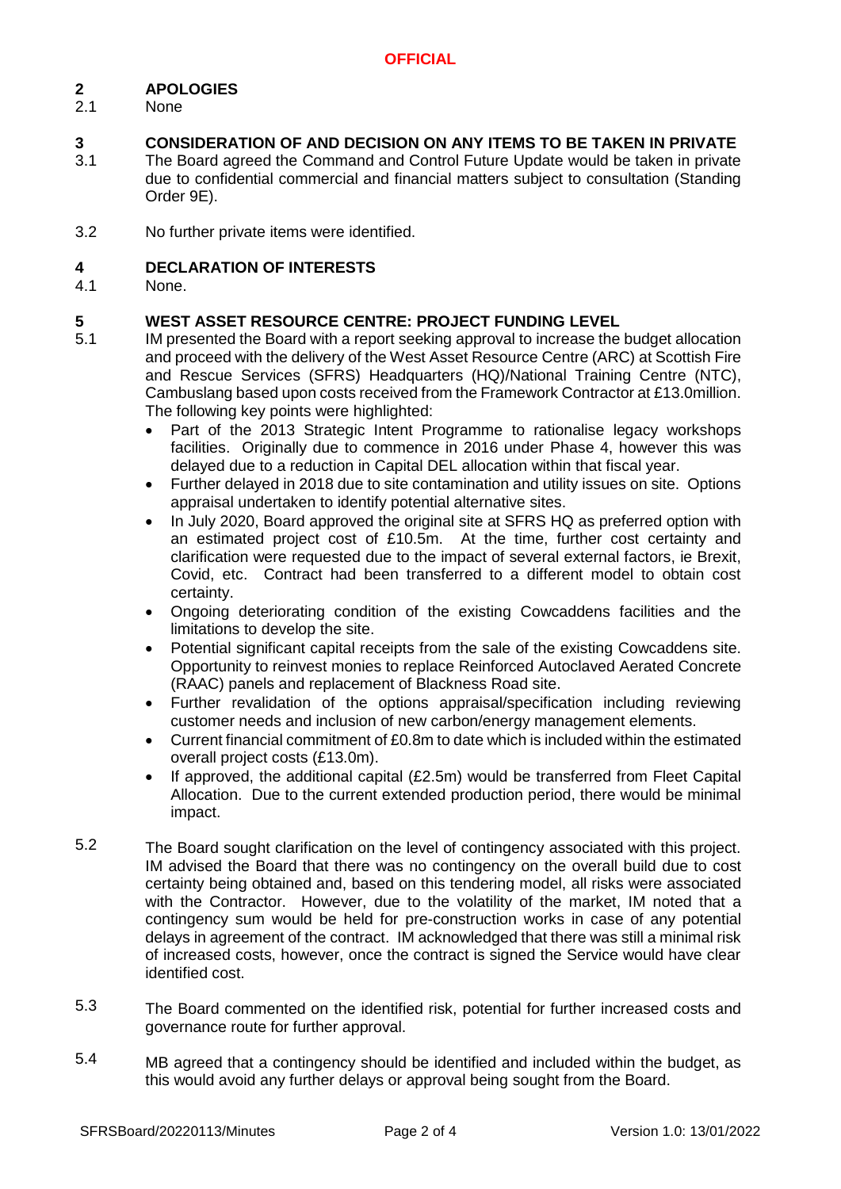## 2 APOLOGIES

2.1 None

## 3 CONSIDERATION OF AND DECISION ON ANY ITEMS TO BE TAKEN IN PRIVATE

3.1 The Board agreed the Command and Control Future Update would be taken in private due to confidential commercial and financial matters subject to consultation (Standing Order 9E).

3.2 No further private items were identified.

## 4 DECLARATION OF INTERESTS

4.1 None.

## 5 WEST ASSET RESOURCE CENTRE: PROJECT FUNDING LEVEL

5.1 IM presented the Board with a report seeking approval to increase the budget allocation and proceed with the delivery of the West Asset Resource Centre (ARC) at Scottish Fire and Rescue Services (SFRS) Headquarters (HQ)/National Training Centre (NTC), Cambuslang based upon costs received from the Framework Contractor at £13.0million. The following key points were highlighted:

- Part of the 2013 Strategic Intent Programme to rationalise legacy workshops facilities. Originally due to commence in 2016 under Phase 4, however this was delayed due to a reduction in Capital DEL allocation within that fiscal year.
- Further delayed in 2018 due to site contamination and utility issues on site. Options appraisal undertaken to identify potential alternative sites.
- In July 2020, Board approved the original site at SFRS HQ as preferred option with an estimated project cost of £10.5m. At the time, further cost certainty and clarification were requested due to the impact of several external factors, ie Brexit, Covid, etc. Contract had been transferred to a different model to obtain cost certainty.
- Ongoing deteriorating condition of the existing Cowcaddens facilities and the limitations to develop the site.
- Potential significant capital receipts from the sale of the existing Cowcaddens site. Opportunity to reinvest monies to replace Reinforced Autoclaved Aerated Concrete (RAAC) panels and replacement of Blackness Road site.
- Further revalidation of the options appraisal/specification including reviewing customer needs and inclusion of new carbon/energy management elements.
- Current financial commitment of £0.8m to date which is included within the estimated overall project costs (£13.0m).
- If approved, the additional capital (£2.5m) would be transferred from Fleet Capital Allocation. Due to the current extended production period, there would be minimal impact.

5.2 The Board sought clarification on the level of contingency associated with this project. IM advised the Board that there was no contingency on the overall build due to cost certainty being obtained and, based on this tendering model, all risks were associated with the Contractor. However, due to the volatility of the market, IM noted that a contingency sum would be held for pre-construction works in case of any potential delays in agreement of the contract. IM acknowledged that there was still a minimal risk of increased costs, however, once the contract is signed the Service would have clear identified cost.

5.3 The Board commented on the identified risk, potential for further increased costs and governance route for further approval.

5.4 MB agreed that a contingency should be identified and included within the budget, as this would avoid any further delays or approval being sought from the Board.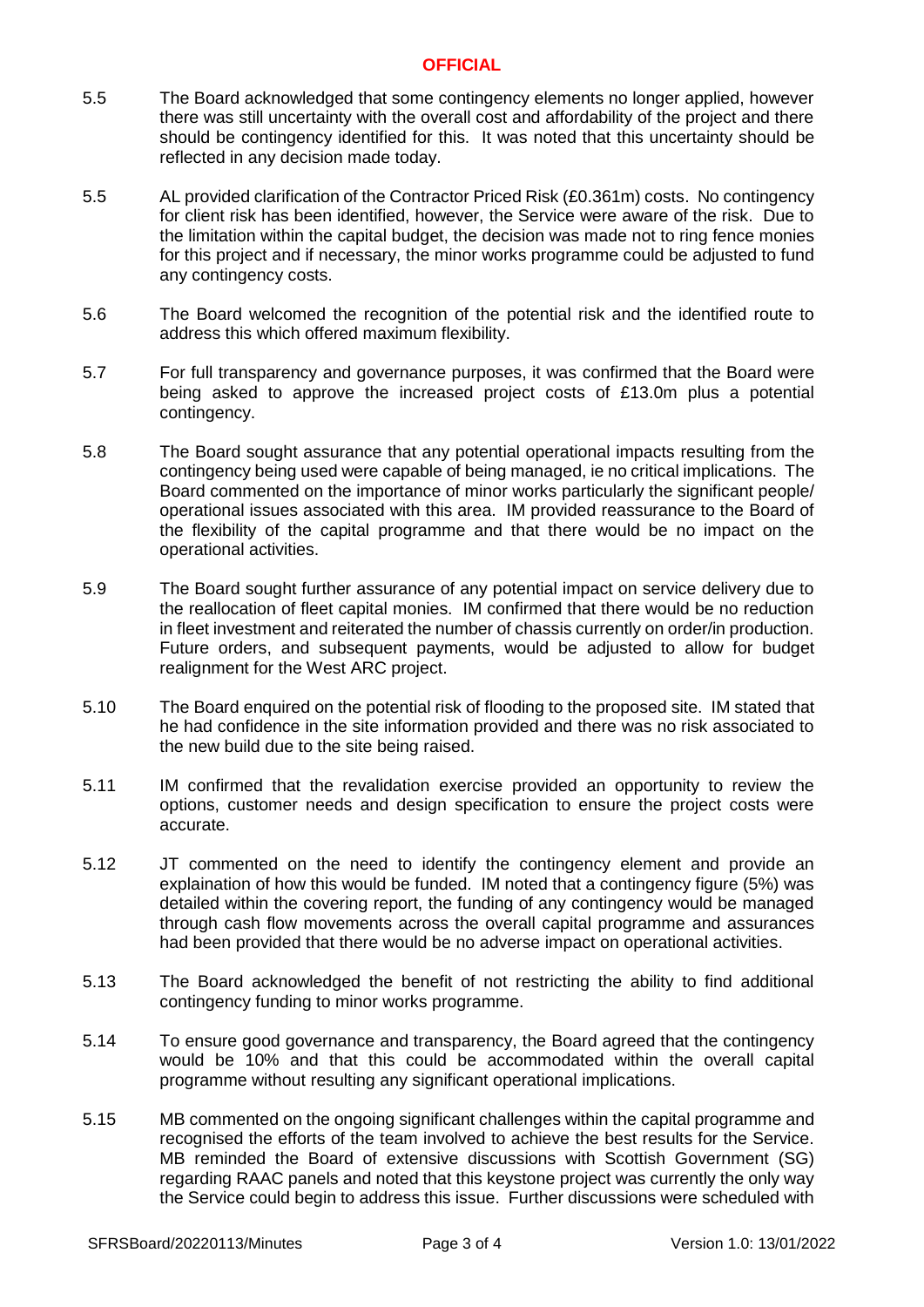**OFFICIAL**

5.5 The Board acknowledged that some contingency elements no longer applied, however there was still uncertainty with the overall cost and affordability of the project and there should be contingency identified for this. It was noted that this uncertainty should be reflected in any decision made today.

5.5 AL provided clarification of the Contractor Priced Risk (£0.361m) costs. No contingency for client risk has been identified, however, the Service were aware of the risk. Due to the limitation within the capital budget, the decision was made not to ring fence monies for this project and if necessary, the minor works programme could be adjusted to fund any contingency costs.

5.6 The Board welcomed the recognition of the potential risk and the identified route to address this which offered maximum flexibility.

5.7 For full transparency and governance purposes, it was confirmed that the Board were being asked to approve the increased project costs of £13.0m plus a potential contingency.

5.8 The Board sought assurance that any potential operational impacts resulting from the contingency being used were capable of being managed, ie no critical implications. The Board commented on the importance of minor works particularly the significant people/ operational issues associated with this area. IM provided reassurance to the Board of the flexibility of the capital programme and that there would be no impact on the operational activities.

5.9 The Board sought further assurance of any potential impact on service delivery due to the reallocation of fleet capital monies. IM confirmed that there would be no reduction in fleet investment and reiterated the number of chassis currently on order/in production. Future orders, and subsequent payments, would be adjusted to allow for budget realignment for the West ARC project.

5.10 The Board enquired on the potential risk of flooding to the proposed site. IM stated that he had confidence in the site information provided and there was no risk associated to the new build due to the site being raised.

5.11 IM confirmed that the revalidation exercise provided an opportunity to review the options, customer needs and design specification to ensure the project costs were accurate.

5.12 JT commented on the need to identify the contingency element and provide an explaination of how this would be funded. IM noted that a contingency figure (5%) was detailed within the covering report, the funding of any contingency would be managed through cash flow movements across the overall capital programme and assurances had been provided that there would be no adverse impact on operational activities.

5.13 The Board acknowledged the benefit of not restricting the ability to find additional contingency funding to minor works programme.

5.14 To ensure good governance and transparency, the Board agreed that the contingency would be 10% and that this could be accommodated within the overall capital programme without resulting any significant operational implications.

5.15 MB commented on the ongoing significant challenges within the capital programme and recognised the efforts of the team involved to achieve the best results for the Service. MB reminded the Board of extensive discussions with Scottish Government (SG) regarding RAAC panels and noted that this keystone project was currently the only way the Service could begin to address this issue. Further discussions were scheduled with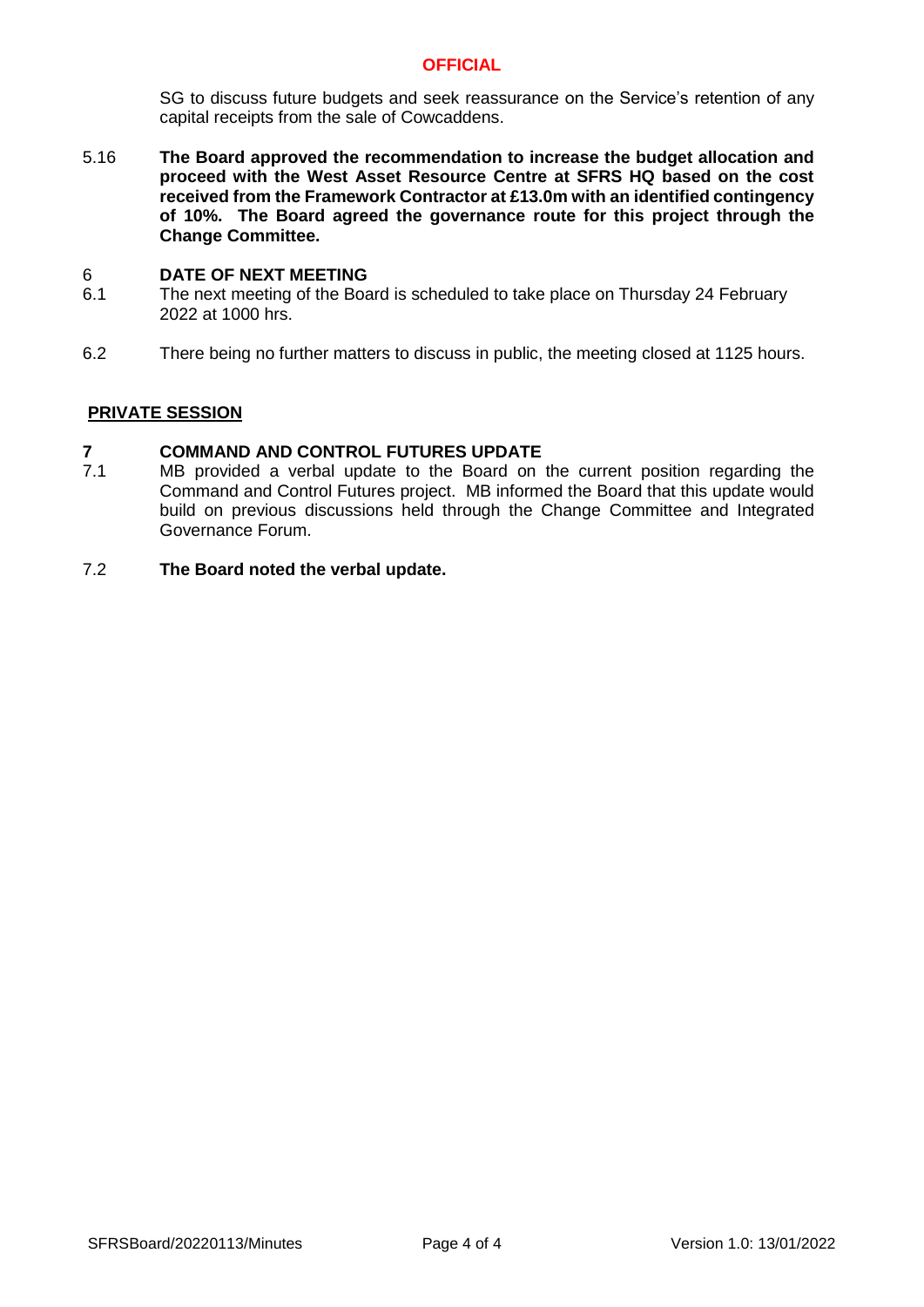SG to discuss future budgets and seek reassurance on the Service's retention of any capital receipts from the sale of Cowcaddens.

5.16 **The Board approved the recommendation to increase the budget allocation and proceed with the West Asset Resource Centre at SFRS HQ based on the cost received from the Framework Contractor at £13.0m with an identified contingency of 10%. The Board agreed the governance route for this project through the Change Committee.**

## 6 DATE OF NEXT MEETING

6.1 The next meeting of the Board is scheduled to take place on Thursday 24 February 2022 at 1000 hrs.

6.2 There being no further matters to discuss in public, the meeting closed at 1125 hours.

## PRIVATE SESSION

## 7 COMMAND AND CONTROL FUTURES UPDATE

7.1 MB provided a verbal update to the Board on the current position regarding the Command and Control Futures project. MB informed the Board that this update would build on previous discussions held through the Change Committee and Integrated Governance Forum.

7.2 **The Board noted the verbal update.**